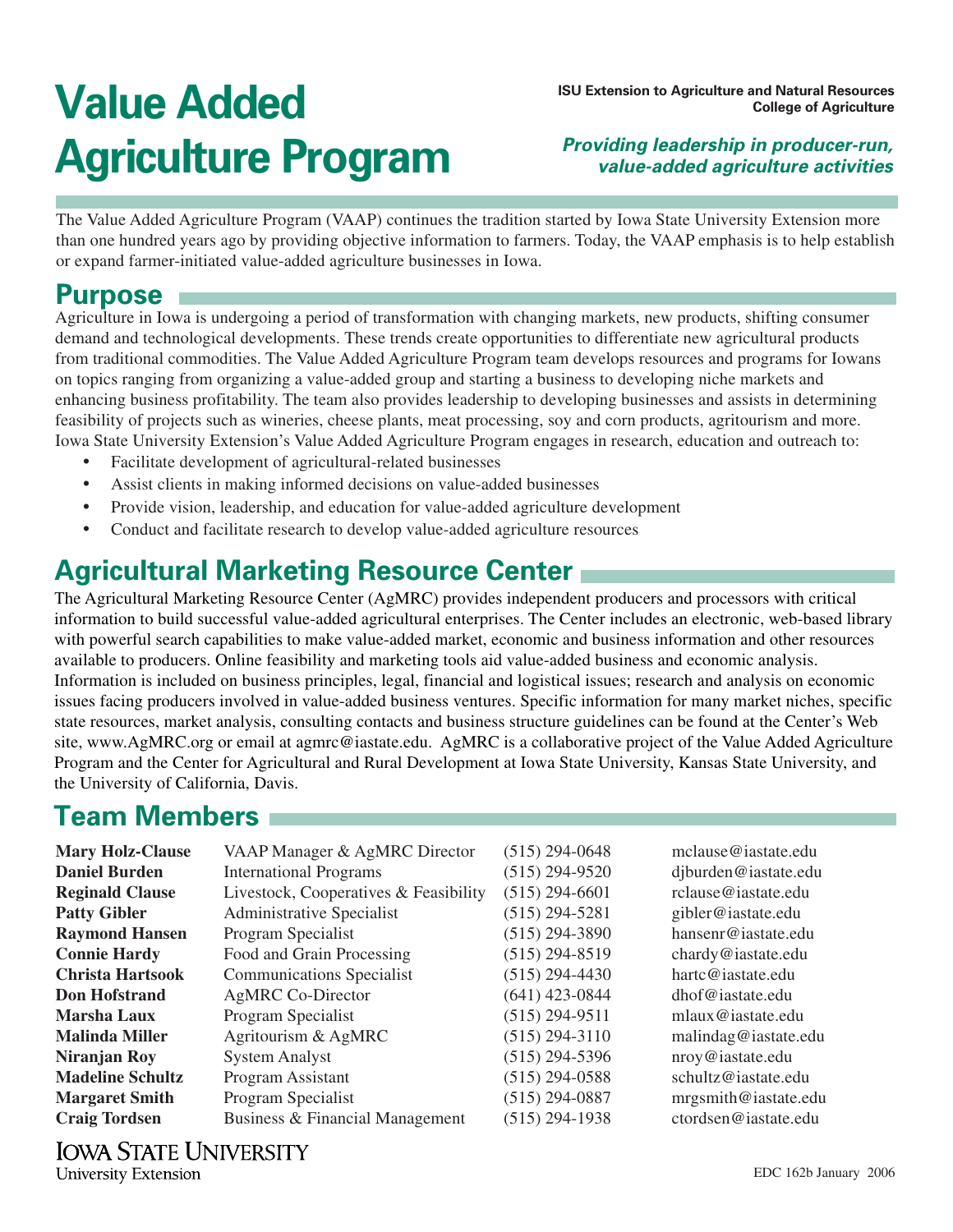# Value Added Agriculture Program

**ISU Extension to Agriculture and Natural Resources**
**College of Agriculture**

***Providing leadership in producer-run, value-added agriculture activities***

The Value Added Agriculture Program (VAAP) continues the tradition started by Iowa State University Extension more than one hundred years ago by providing objective information to farmers. Today, the VAAP emphasis is to help establish or expand farmer-initiated value-added agriculture businesses in Iowa.

## Purpose

Agriculture in Iowa is undergoing a period of transformation with changing markets, new products, shifting consumer demand and technological developments. These trends create opportunities to differentiate new agricultural products from traditional commodities. The Value Added Agriculture Program team develops resources and programs for Iowans on topics ranging from organizing a value-added group and starting a business to developing niche markets and enhancing business profitability. The team also provides leadership to developing businesses and assists in determining feasibility of projects such as wineries, cheese plants, meat processing, soy and corn products, agritourism and more. Iowa State University Extension's Value Added Agriculture Program engages in research, education and outreach to:

- Facilitate development of agricultural-related businesses
- Assist clients in making informed decisions on value-added businesses
- Provide vision, leadership, and education for value-added agriculture development
- Conduct and facilitate research to develop value-added agriculture resources

## Agricultural Marketing Resource Center

The Agricultural Marketing Resource Center (AgMRC) provides independent producers and processors with critical information to build successful value-added agricultural enterprises. The Center includes an electronic, web-based library with powerful search capabilities to make value-added market, economic and business information and other resources available to producers. Online feasibility and marketing tools aid value-added business and economic analysis. Information is included on business principles, legal, financial and logistical issues; research and analysis on economic issues facing producers involved in value-added business ventures. Specific information for many market niches, specific state resources, market analysis, consulting contacts and business structure guidelines can be found at the Center's Web site, www.AgMRC.org or email at agmrc@iastate.edu. AgMRC is a collaborative project of the Value Added Agriculture Program and the Center for Agricultural and Rural Development at Iowa State University, Kansas State University, and the University of California, Davis.

## Team Members

| | | | |
|---|---|---|---|
| **Mary Holz-Clause** | VAAP Manager & AgMRC Director | (515) 294-0648 | mclause@iastate.edu |
| **Daniel Burden** | International Programs | (515) 294-9520 | djburden@iastate.edu |
| **Reginald Clause** | Livestock, Cooperatives & Feasibility | (515) 294-6601 | rclause@iastate.edu |
| **Patty Gibler** | Administrative Specialist | (515) 294-5281 | gibler@iastate.edu |
| **Raymond Hansen** | Program Specialist | (515) 294-3890 | hansenr@iastate.edu |
| **Connie Hardy** | Food and Grain Processing | (515) 294-8519 | chardy@iastate.edu |
| **Christa Hartsook** | Communications Specialist | (515) 294-4430 | hartc@iastate.edu |
| **Don Hofstrand** | AgMRC Co-Director | (641) 423-0844 | dhof@iastate.edu |
| **Marsha Laux** | Program Specialist | (515) 294-9511 | mlaux@iastate.edu |
| **Malinda Miller** | Agritourism & AgMRC | (515) 294-3110 | malindag@iastate.edu |
| **Niranjan Roy** | System Analyst | (515) 294-5396 | nroy@iastate.edu |
| **Madeline Schultz** | Program Assistant | (515) 294-0588 | schultz@iastate.edu |
| **Margaret Smith** | Program Specialist | (515) 294-0887 | mrgsmith@iastate.edu |
| **Craig Tordsen** | Business & Financial Management | (515) 294-1938 | ctordsen@iastate.edu |

IOWA STATE UNIVERSITY
University Extension

EDC 162b January 2006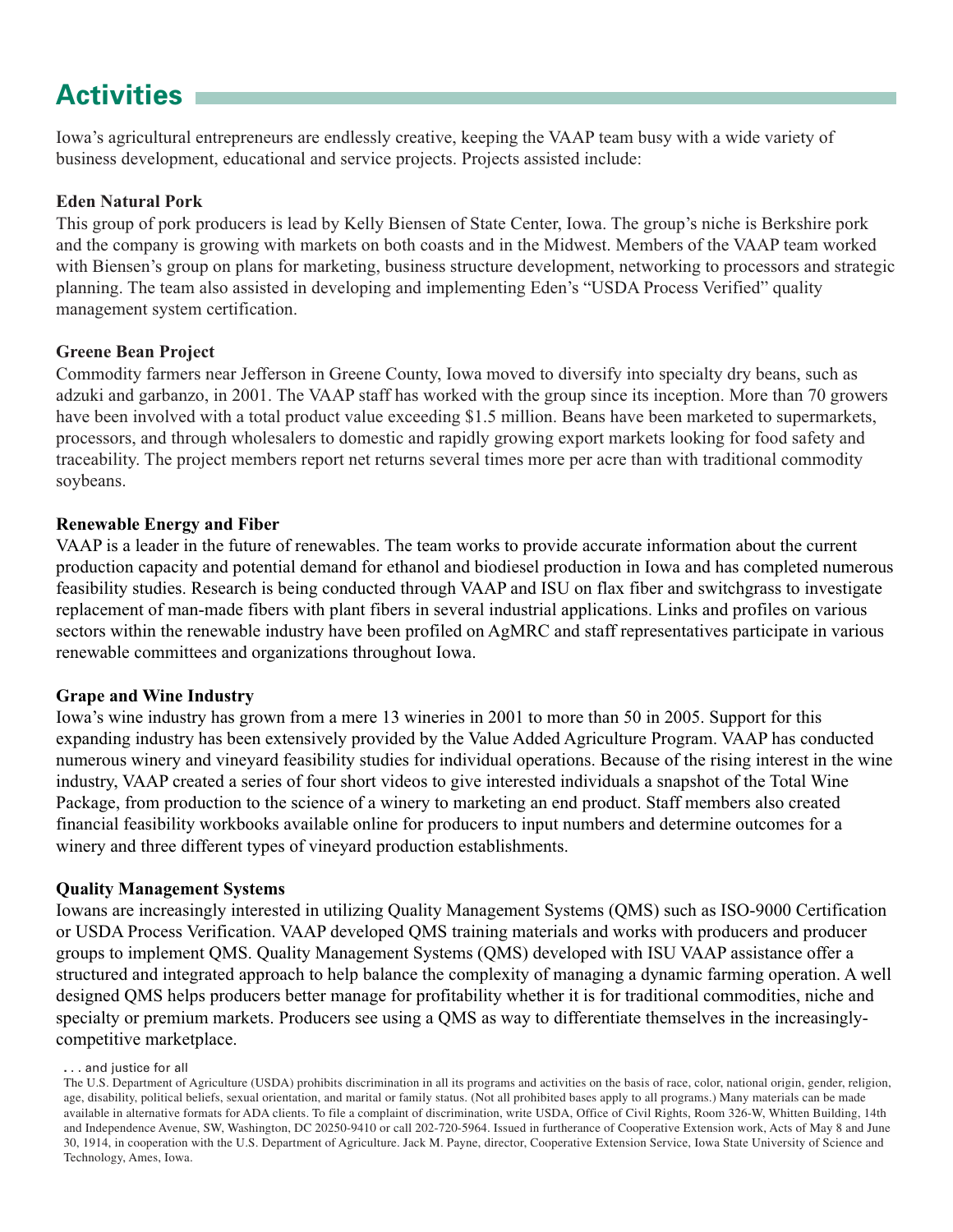## Activities

Iowa's agricultural entrepreneurs are endlessly creative, keeping the VAAP team busy with a wide variety of business development, educational and service projects. Projects assisted include:

**Eden Natural Pork**

This group of pork producers is lead by Kelly Biensen of State Center, Iowa. The group's niche is Berkshire pork and the company is growing with markets on both coasts and in the Midwest. Members of the VAAP team worked with Biensen's group on plans for marketing, business structure development, networking to processors and strategic planning. The team also assisted in developing and implementing Eden's "USDA Process Verified" quality management system certification.

**Greene Bean Project**

Commodity farmers near Jefferson in Greene County, Iowa moved to diversify into specialty dry beans, such as adzuki and garbanzo, in 2001. The VAAP staff has worked with the group since its inception. More than 70 growers have been involved with a total product value exceeding $1.5 million. Beans have been marketed to supermarkets, processors, and through wholesalers to domestic and rapidly growing export markets looking for food safety and traceability. The project members report net returns several times more per acre than with traditional commodity soybeans.

**Renewable Energy and Fiber**

VAAP is a leader in the future of renewables. The team works to provide accurate information about the current production capacity and potential demand for ethanol and biodiesel production in Iowa and has completed numerous feasibility studies. Research is being conducted through VAAP and ISU on flax fiber and switchgrass to investigate replacement of man-made fibers with plant fibers in several industrial applications. Links and profiles on various sectors within the renewable industry have been profiled on AgMRC and staff representatives participate in various renewable committees and organizations throughout Iowa.

**Grape and Wine Industry**

Iowa's wine industry has grown from a mere 13 wineries in 2001 to more than 50 in 2005. Support for this expanding industry has been extensively provided by the Value Added Agriculture Program. VAAP has conducted numerous winery and vineyard feasibility studies for individual operations. Because of the rising interest in the wine industry, VAAP created a series of four short videos to give interested individuals a snapshot of the Total Wine Package, from production to the science of a winery to marketing an end product. Staff members also created financial feasibility workbooks available online for producers to input numbers and determine outcomes for a winery and three different types of vineyard production establishments.

**Quality Management Systems**

Iowans are increasingly interested in utilizing Quality Management Systems (QMS) such as ISO-9000 Certification or USDA Process Verification. VAAP developed QMS training materials and works with producers and producer groups to implement QMS. Quality Management Systems (QMS) developed with ISU VAAP assistance offer a structured and integrated approach to help balance the complexity of managing a dynamic farming operation. A well designed QMS helps producers better manage for profitability whether it is for traditional commodities, niche and specialty or premium markets. Producers see using a QMS as way to differentiate themselves in the increasingly-competitive marketplace.

. . . and justice for all

The U.S. Department of Agriculture (USDA) prohibits discrimination in all its programs and activities on the basis of race, color, national origin, gender, religion, age, disability, political beliefs, sexual orientation, and marital or family status. (Not all prohibited bases apply to all programs.) Many materials can be made available in alternative formats for ADA clients. To file a complaint of discrimination, write USDA, Office of Civil Rights, Room 326-W, Whitten Building, 14th and Independence Avenue, SW, Washington, DC 20250-9410 or call 202-720-5964. Issued in furtherance of Cooperative Extension work, Acts of May 8 and June 30, 1914, in cooperation with the U.S. Department of Agriculture. Jack M. Payne, director, Cooperative Extension Service, Iowa State University of Science and Technology, Ames, Iowa.